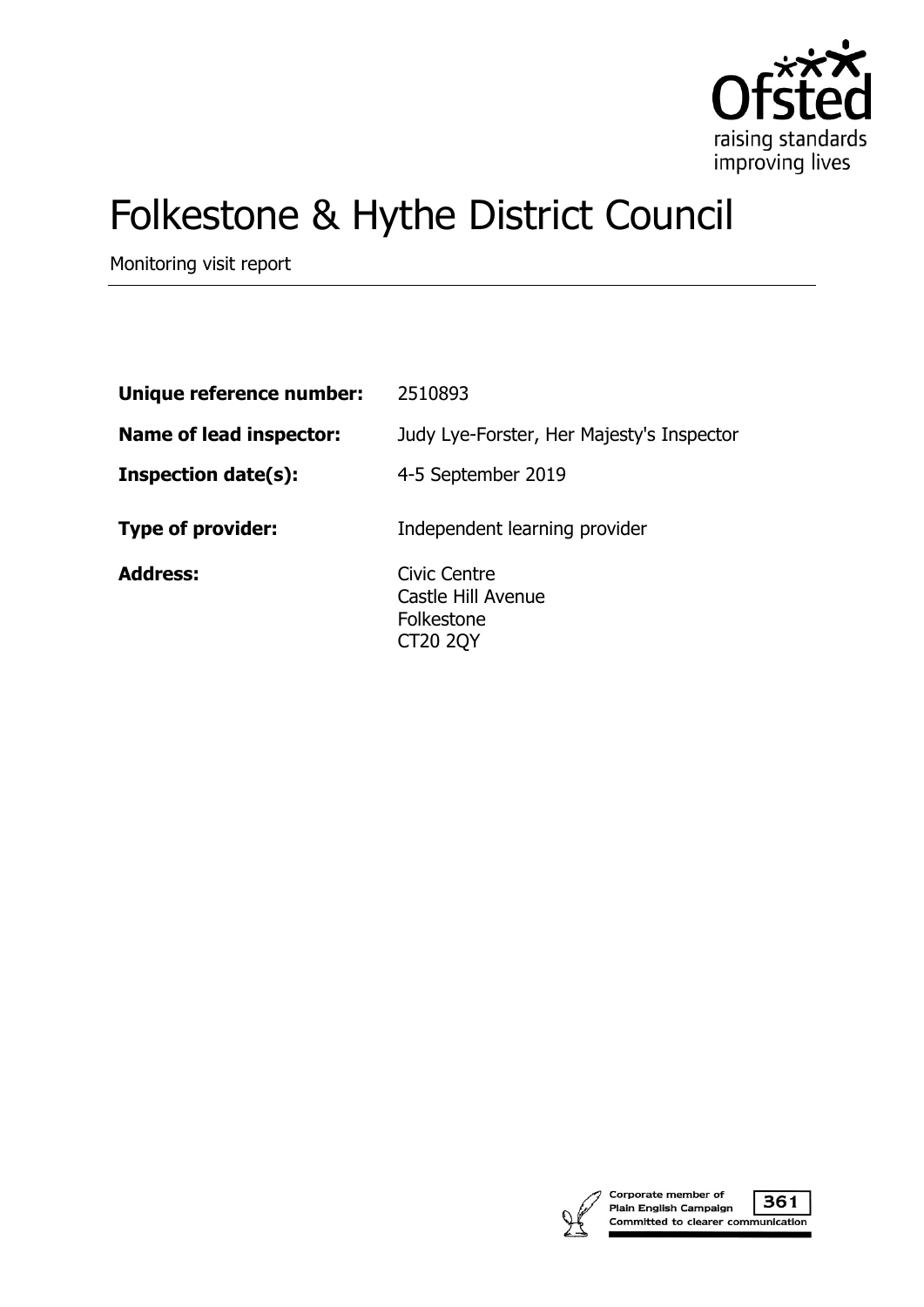# Folkestone & Hythe District Council

Monitoring visit report

| | |
|---|---|
| **Unique reference number:** | 2510893 |
| **Name of lead inspector:** | Judy Lye-Forster, Her Majesty's Inspector |
| **Inspection date(s):** | 4-5 September 2019 |
| **Type of provider:** | Independent learning provider |
| **Address:** | Civic Centre<br>Castle Hill Avenue<br>Folkestone<br>CT20 2QY |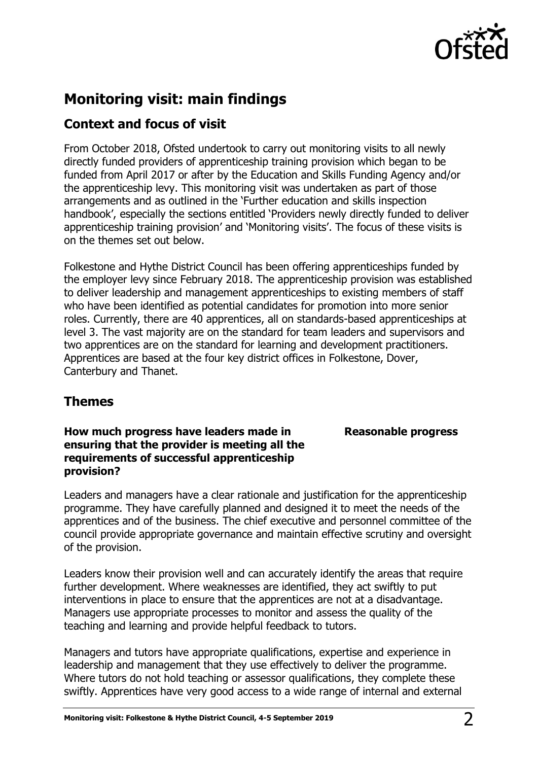## Monitoring visit: main findings

### Context and focus of visit

From October 2018, Ofsted undertook to carry out monitoring visits to all newly directly funded providers of apprenticeship training provision which began to be funded from April 2017 or after by the Education and Skills Funding Agency and/or the apprenticeship levy. This monitoring visit was undertaken as part of those arrangements and as outlined in the 'Further education and skills inspection handbook', especially the sections entitled 'Providers newly directly funded to deliver apprenticeship training provision' and 'Monitoring visits'. The focus of these visits is on the themes set out below.

Folkestone and Hythe District Council has been offering apprenticeships funded by the employer levy since February 2018. The apprenticeship provision was established to deliver leadership and management apprenticeships to existing members of staff who have been identified as potential candidates for promotion into more senior roles. Currently, there are 40 apprentices, all on standards-based apprenticeships at level 3. The vast majority are on the standard for team leaders and supervisors and two apprentices are on the standard for learning and development practitioners. Apprentices are based at the four key district offices in Folkestone, Dover, Canterbury and Thanet.

### Themes

**How much progress have leaders made in ensuring that the provider is meeting all the requirements of successful apprenticeship provision?** — **Reasonable progress**

Leaders and managers have a clear rationale and justification for the apprenticeship programme. They have carefully planned and designed it to meet the needs of the apprentices and of the business. The chief executive and personnel committee of the council provide appropriate governance and maintain effective scrutiny and oversight of the provision.

Leaders know their provision well and can accurately identify the areas that require further development. Where weaknesses are identified, they act swiftly to put interventions in place to ensure that the apprentices are not at a disadvantage. Managers use appropriate processes to monitor and assess the quality of the teaching and learning and provide helpful feedback to tutors.

Managers and tutors have appropriate qualifications, expertise and experience in leadership and management that they use effectively to deliver the programme. Where tutors do not hold teaching or assessor qualifications, they complete these swiftly. Apprentices have very good access to a wide range of internal and external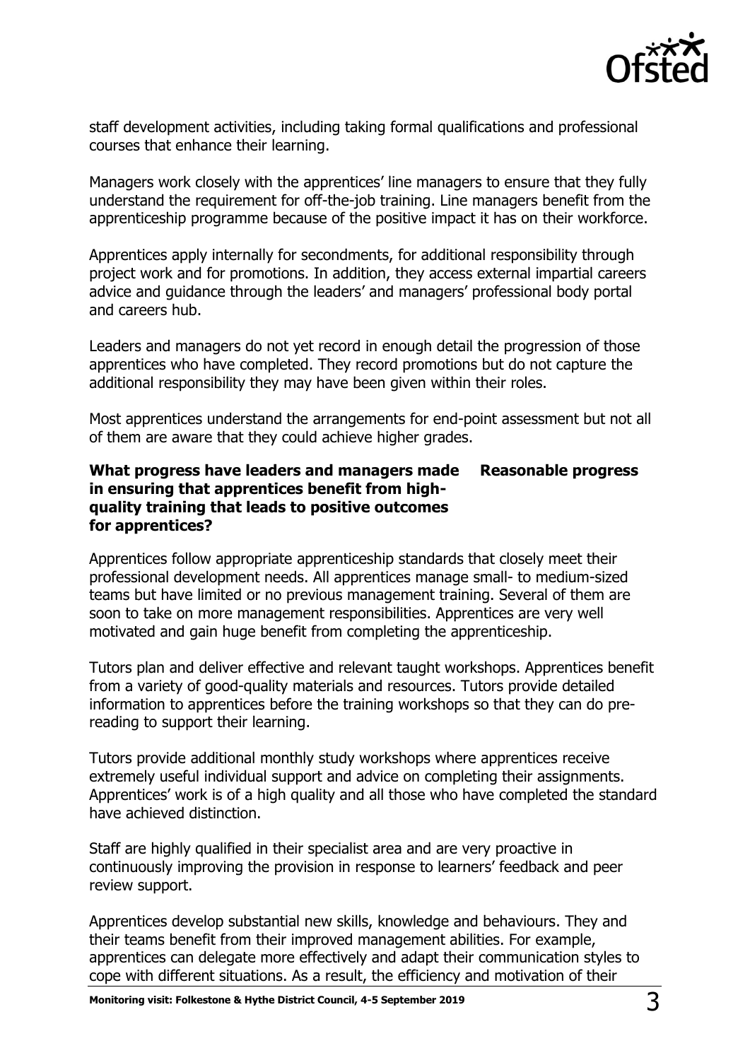staff development activities, including taking formal qualifications and professional courses that enhance their learning.

Managers work closely with the apprentices' line managers to ensure that they fully understand the requirement for off-the-job training. Line managers benefit from the apprenticeship programme because of the positive impact it has on their workforce.

Apprentices apply internally for secondments, for additional responsibility through project work and for promotions. In addition, they access external impartial careers advice and guidance through the leaders' and managers' professional body portal and careers hub.

Leaders and managers do not yet record in enough detail the progression of those apprentices who have completed. They record promotions but do not capture the additional responsibility they may have been given within their roles.

Most apprentices understand the arrangements for end-point assessment but not all of them are aware that they could achieve higher grades.

**What progress have leaders and managers made in ensuring that apprentices benefit from high-quality training that leads to positive outcomes for apprentices?** **Reasonable progress**

Apprentices follow appropriate apprenticeship standards that closely meet their professional development needs. All apprentices manage small- to medium-sized teams but have limited or no previous management training. Several of them are soon to take on more management responsibilities. Apprentices are very well motivated and gain huge benefit from completing the apprenticeship.

Tutors plan and deliver effective and relevant taught workshops. Apprentices benefit from a variety of good-quality materials and resources. Tutors provide detailed information to apprentices before the training workshops so that they can do pre-reading to support their learning.

Tutors provide additional monthly study workshops where apprentices receive extremely useful individual support and advice on completing their assignments. Apprentices' work is of a high quality and all those who have completed the standard have achieved distinction.

Staff are highly qualified in their specialist area and are very proactive in continuously improving the provision in response to learners' feedback and peer review support.

Apprentices develop substantial new skills, knowledge and behaviours. They and their teams benefit from their improved management abilities. For example, apprentices can delegate more effectively and adapt their communication styles to cope with different situations. As a result, the efficiency and motivation of their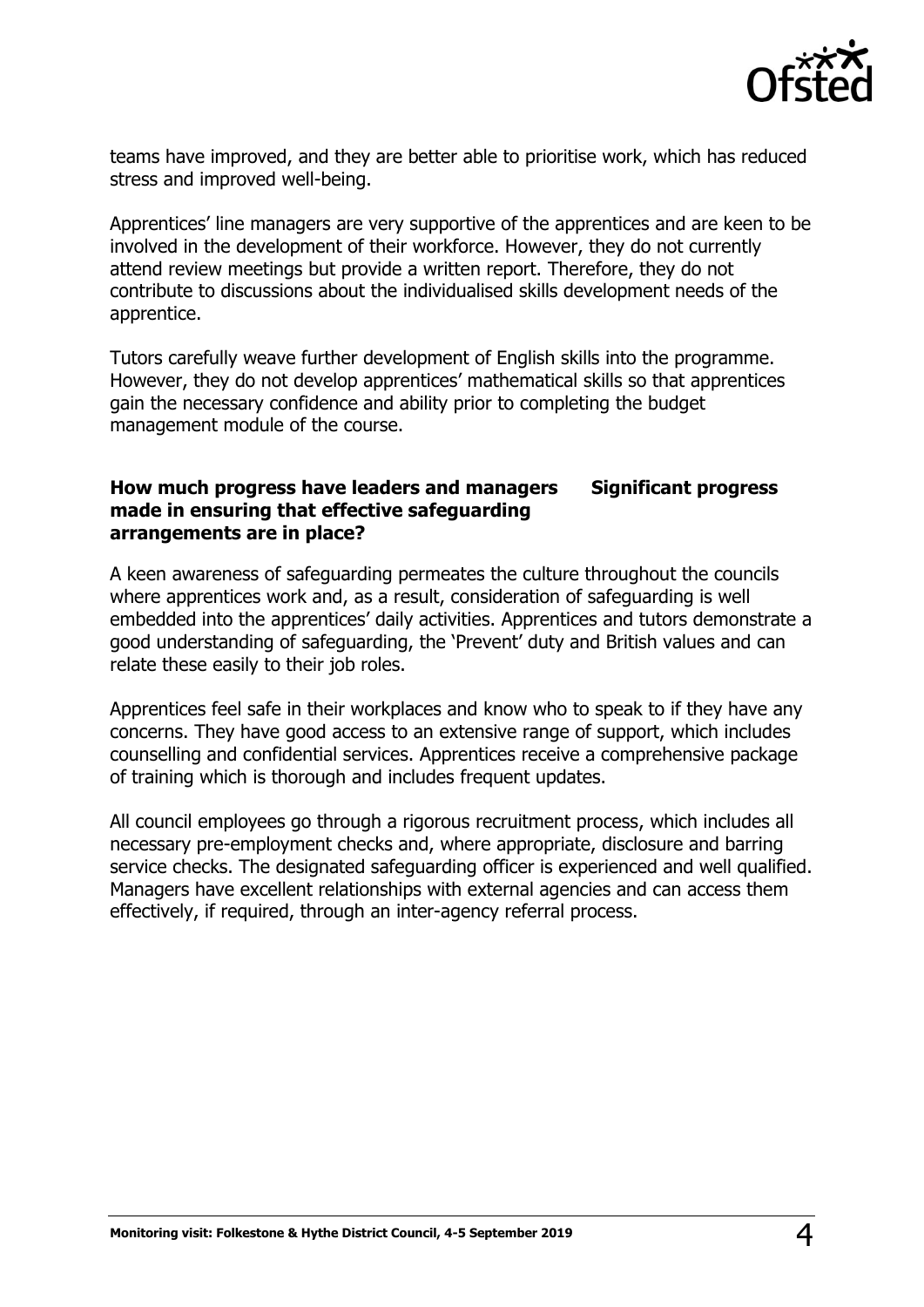teams have improved, and they are better able to prioritise work, which has reduced stress and improved well-being.

Apprentices' line managers are very supportive of the apprentices and are keen to be involved in the development of their workforce. However, they do not currently attend review meetings but provide a written report. Therefore, they do not contribute to discussions about the individualised skills development needs of the apprentice.

Tutors carefully weave further development of English skills into the programme. However, they do not develop apprentices' mathematical skills so that apprentices gain the necessary confidence and ability prior to completing the budget management module of the course.

**How much progress have leaders and managers made in ensuring that effective safeguarding arrangements are in place?** **Significant progress**

A keen awareness of safeguarding permeates the culture throughout the councils where apprentices work and, as a result, consideration of safeguarding is well embedded into the apprentices' daily activities. Apprentices and tutors demonstrate a good understanding of safeguarding, the 'Prevent' duty and British values and can relate these easily to their job roles.

Apprentices feel safe in their workplaces and know who to speak to if they have any concerns. They have good access to an extensive range of support, which includes counselling and confidential services. Apprentices receive a comprehensive package of training which is thorough and includes frequent updates.

All council employees go through a rigorous recruitment process, which includes all necessary pre-employment checks and, where appropriate, disclosure and barring service checks. The designated safeguarding officer is experienced and well qualified. Managers have excellent relationships with external agencies and can access them effectively, if required, through an inter-agency referral process.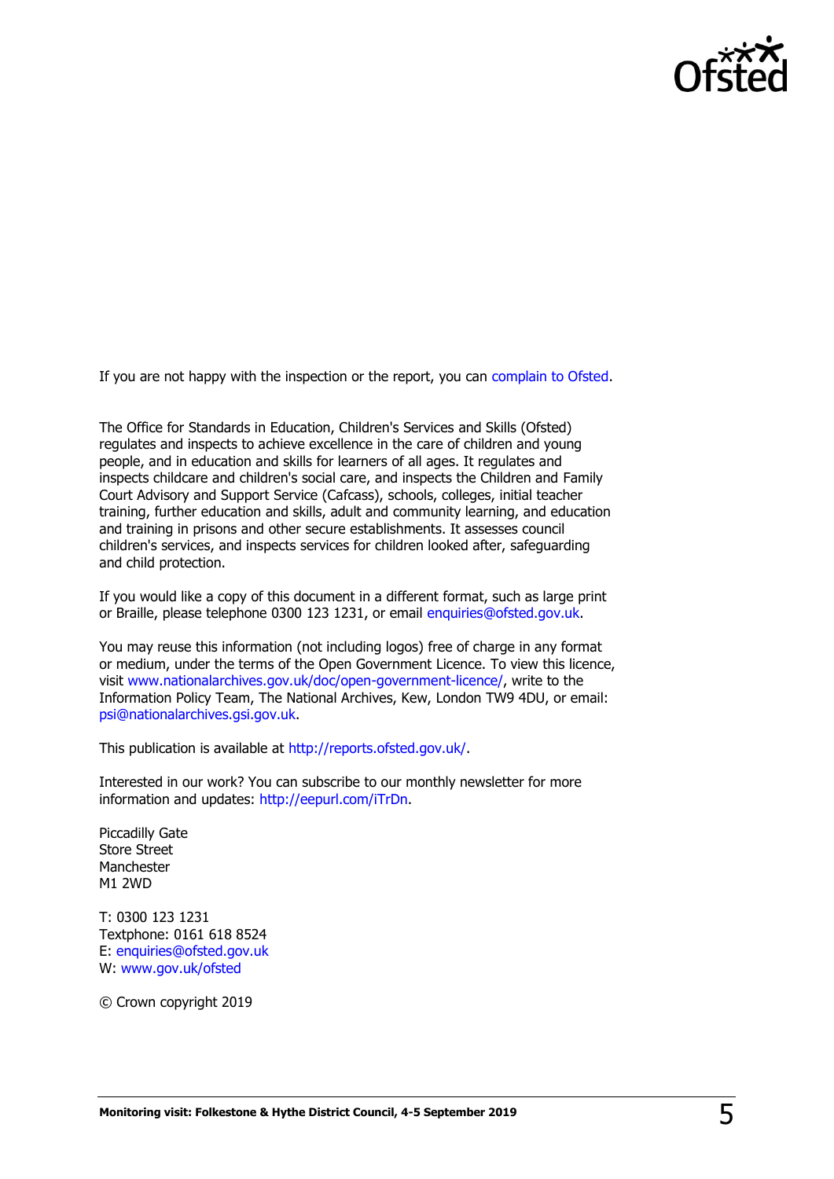If you are not happy with the inspection or the report, you can complain to Ofsted.

The Office for Standards in Education, Children's Services and Skills (Ofsted) regulates and inspects to achieve excellence in the care of children and young people, and in education and skills for learners of all ages. It regulates and inspects childcare and children's social care, and inspects the Children and Family Court Advisory and Support Service (Cafcass), schools, colleges, initial teacher training, further education and skills, adult and community learning, and education and training in prisons and other secure establishments. It assesses council children's services, and inspects services for children looked after, safeguarding and child protection.

If you would like a copy of this document in a different format, such as large print or Braille, please telephone 0300 123 1231, or email enquiries@ofsted.gov.uk.

You may reuse this information (not including logos) free of charge in any format or medium, under the terms of the Open Government Licence. To view this licence, visit www.nationalarchives.gov.uk/doc/open-government-licence/, write to the Information Policy Team, The National Archives, Kew, London TW9 4DU, or email: psi@nationalarchives.gsi.gov.uk.

This publication is available at http://reports.ofsted.gov.uk/.

Interested in our work? You can subscribe to our monthly newsletter for more information and updates: http://eepurl.com/iTrDn.

Piccadilly Gate
Store Street
Manchester
M1 2WD

T: 0300 123 1231
Textphone: 0161 618 8524
E: enquiries@ofsted.gov.uk
W: www.gov.uk/ofsted

© Crown copyright 2019